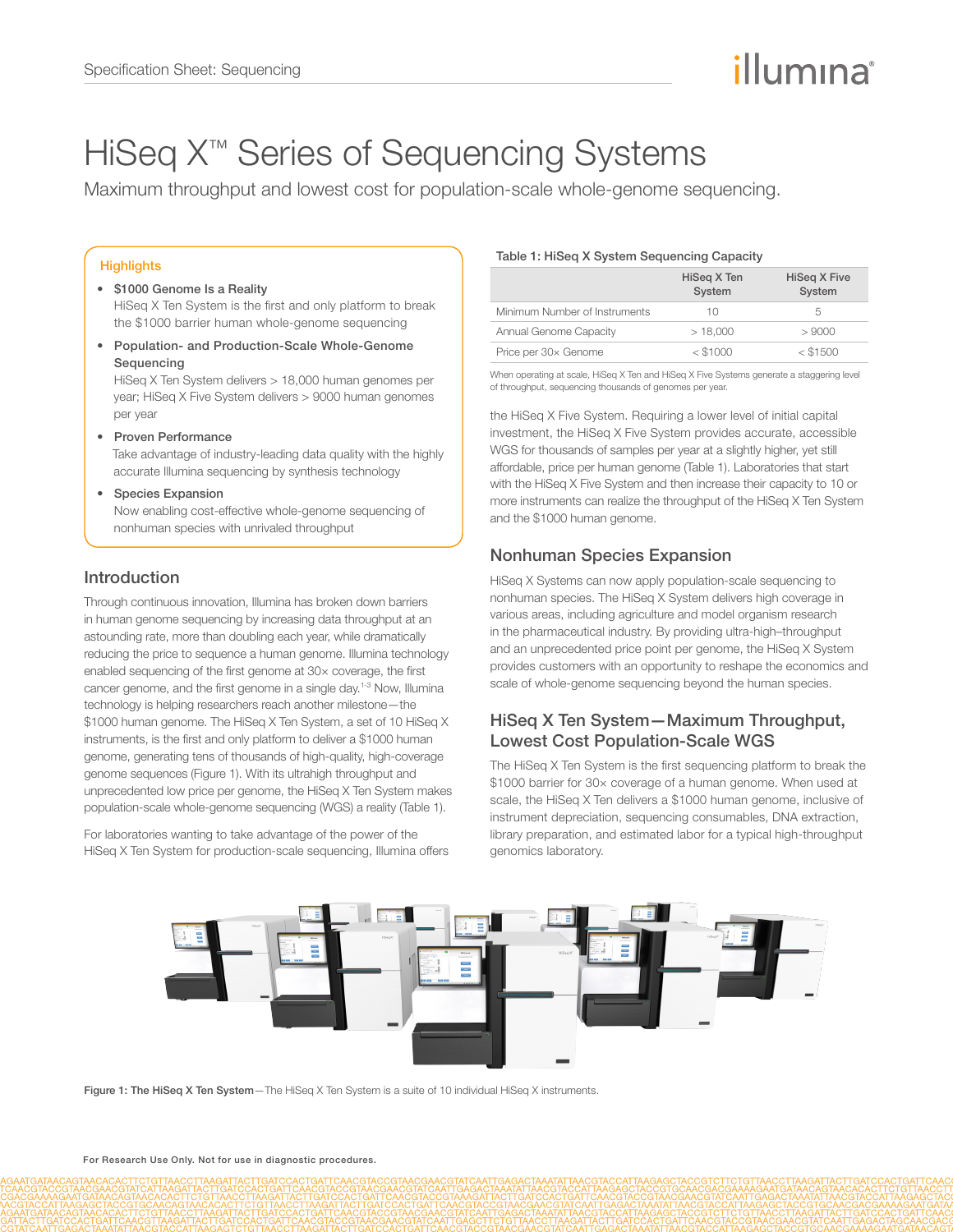# HiSeq X™ Series of Sequencing Systems

Maximum throughput and lowest cost for population-scale whole-genome sequencing.

## Highlights

- **$1000 Genome Is a Reality**
  HiSeq X Ten System is the first and only platform to break the $1000 barrier human whole-genome sequencing
- **Population- and Production-Scale Whole-Genome Sequencing**
  HiSeq X Ten System delivers > 18,000 human genomes per year; HiSeq X Five System delivers > 9000 human genomes per year
- **Proven Performance**
  Take advantage of industry-leading data quality with the highly accurate Illumina sequencing by synthesis technology
- **Species Expansion**
  Now enabling cost-effective whole-genome sequencing of nonhuman species with unrivaled throughput

## Introduction

Through continuous innovation, Illumina has broken down barriers in human genome sequencing by increasing data throughput at an astounding rate, more than doubling each year, while dramatically reducing the price to sequence a human genome. Illumina technology enabled sequencing of the first genome at 30× coverage, the first cancer genome, and the first genome in a single day.[1-3] Now, Illumina technology is helping researchers reach another milestone—the $1000 human genome. The HiSeq X Ten System, a set of 10 HiSeq X instruments, is the first and only platform to deliver a $1000 human genome, generating tens of thousands of high-quality, high-coverage genome sequences (Figure 1). With its ultrahigh throughput and unprecedented low price per genome, the HiSeq X Ten System makes population-scale whole-genome sequencing (WGS) a reality (Table 1).

For laboratories wanting to take advantage of the power of the HiSeq X Ten System for production-scale sequencing, Illumina offers the HiSeq X Five System. Requiring a lower level of initial capital investment, the HiSeq X Five System provides accurate, accessible WGS for thousands of samples per year at a slightly higher, yet still affordable, price per human genome (Table 1). Laboratories that start with the HiSeq X Five System and then increase their capacity to 10 or more instruments can realize the throughput of the HiSeq X Ten System and the $1000 human genome.

**Table 1: HiSeq X System Sequencing Capacity**

| | HiSeq X Ten System | HiSeq X Five System |
|---|---|---|
| Minimum Number of Instruments | 10 | 5 |
| Annual Genome Capacity | > 18,000 | > 9000 |
| Price per 30× Genome | < $1000 | < $1500 |

When operating at scale, HiSeq X Ten and HiSeq X Five Systems generate a staggering level of throughput, sequencing thousands of genomes per year.

## Nonhuman Species Expansion

HiSeq X Systems can now apply population-scale sequencing to nonhuman species. The HiSeq X System delivers high coverage in various areas, including agriculture and model organism research in the pharmaceutical industry. By providing ultra-high–throughput and an unprecedented price point per genome, the HiSeq X System provides customers with an opportunity to reshape the economics and scale of whole-genome sequencing beyond the human species.

## HiSeq X Ten System—Maximum Throughput, Lowest Cost Population-Scale WGS

The HiSeq X Ten System is the first sequencing platform to break the $1000 barrier for 30× coverage of a human genome. When used at scale, the HiSeq X Ten delivers a $1000 human genome, inclusive of instrument depreciation, sequencing consumables, DNA extraction, library preparation, and estimated labor for a typical high-throughput genomics laboratory.

**Figure 1: The HiSeq X Ten System**—The HiSeq X Ten System is a suite of 10 individual HiSeq X instruments.

For Research Use Only. Not for use in diagnostic procedures.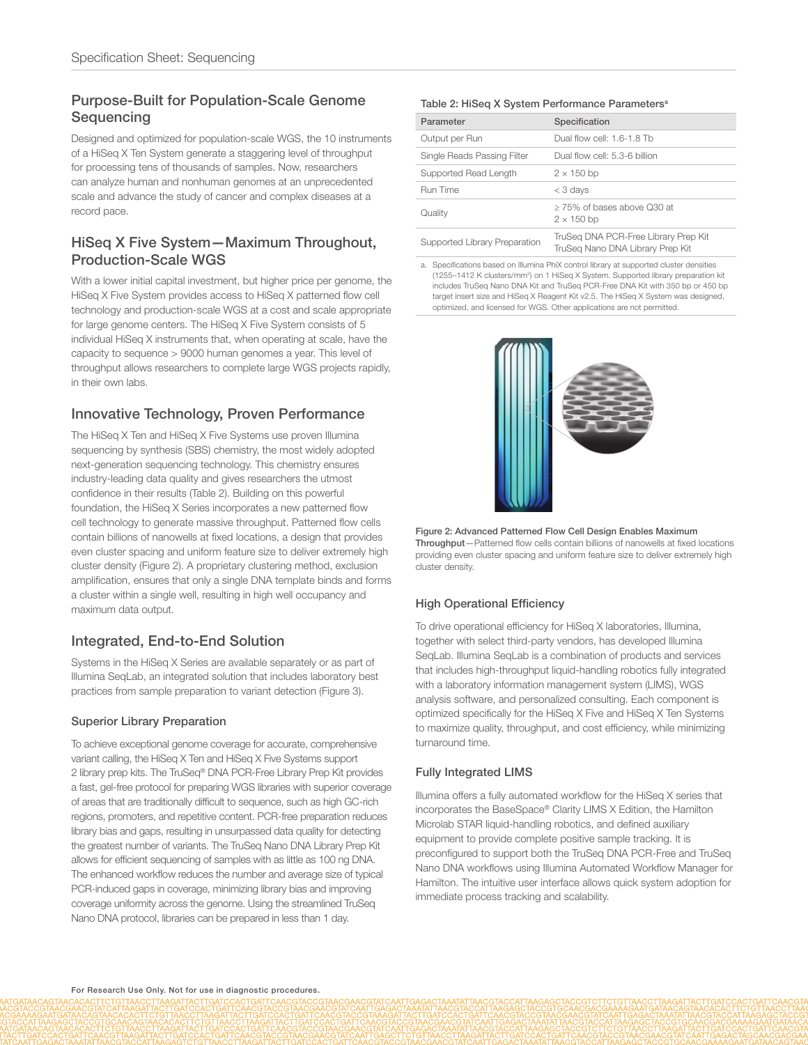## Purpose-Built for Population-Scale Genome Sequencing

Designed and optimized for population-scale WGS, the 10 instruments of a HiSeq X Ten System generate a staggering level of throughput for processing tens of thousands of samples. Now, researchers can analyze human and nonhuman genomes at an unprecedented scale and advance the study of cancer and complex diseases at a record pace.

## HiSeq X Five System—Maximum Throughput, Production-Scale WGS

With a lower initial capital investment, but higher price per genome, the HiSeq X Five System provides access to HiSeq X patterned flow cell technology and production-scale WGS at a cost and scale appropriate for large genome centers. The HiSeq X Five System consists of 5 individual HiSeq X instruments that, when operating at scale, have the capacity to sequence > 9000 human genomes a year. This level of throughput allows researchers to complete large WGS projects rapidly, in their own labs.

## Innovative Technology, Proven Performance

The HiSeq X Ten and HiSeq X Five Systems use proven Illumina sequencing by synthesis (SBS) chemistry, the most widely adopted next-generation sequencing technology. This chemistry ensures industry-leading data quality and gives researchers the utmost confidence in their results (Table 2). Building on this powerful foundation, the HiSeq X Series incorporates a new patterned flow cell technology to generate massive throughput. Patterned flow cells contain billions of nanowells at fixed locations, a design that provides even cluster spacing and uniform feature size to deliver extremely high cluster density (Figure 2). A proprietary clustering method, exclusion amplification, ensures that only a single DNA template binds and forms a cluster within a single well, resulting in high well occupancy and maximum data output.

## Integrated, End-to-End Solution

Systems in the HiSeq X Series are available separately or as part of Illumina SeqLab, an integrated solution that includes laboratory best practices from sample preparation to variant detection (Figure 3).

### Superior Library Preparation

To achieve exceptional genome coverage for accurate, comprehensive variant calling, the HiSeq X Ten and HiSeq X Five Systems support 2 library prep kits. The TruSeq® DNA PCR-Free Library Prep Kit provides a fast, gel-free protocol for preparing WGS libraries with superior coverage of areas that are traditionally difficult to sequence, such as high GC-rich regions, promoters, and repetitive content. PCR-free preparation reduces library bias and gaps, resulting in unsurpassed data quality for detecting the greatest number of variants. The TruSeq Nano DNA Library Prep Kit allows for efficient sequencing of samples with as little as 100 ng DNA. The enhanced workflow reduces the number and average size of typical PCR-induced gaps in coverage, minimizing library bias and improving coverage uniformity across the genome. Using the streamlined TruSeq Nano DNA protocol, libraries can be prepared in less than 1 day.

**Table 2: HiSeq X System Performance Parameters[a]**

| Parameter | Specification |
| --- | --- |
| Output per Run | Dual flow cell: 1.6-1.8 Tb |
| Single Reads Passing Filter | Dual flow cell: 5.3-6 billion |
| Supported Read Length | 2 × 150 bp |
| Run Time | < 3 days |
| Quality | ≥ 75% of bases above Q30 at 2 × 150 bp |
| Supported Library Preparation | TruSeq DNA PCR-Free Library Prep Kit<br>TruSeq Nano DNA Library Prep Kit |

a. Specifications based on Illumina PhiX control library at supported cluster densities (1255–1412 K clusters/mm²) on 1 HiSeq X System. Supported library preparation kit includes TruSeq Nano DNA Kit and TruSeq PCR-Free DNA Kit with 350 bp or 450 bp target insert size and HiSeq X Reagent Kit v2.5. The HiSeq X System was designed, optimized, and licensed for WGS. Other applications are not permitted.

**Figure 2: Advanced Patterned Flow Cell Design Enables Maximum Throughput**—Patterned flow cells contain billions of nanowells at fixed locations providing even cluster spacing and uniform feature size to deliver extremely high cluster density.

### High Operational Efficiency

To drive operational efficiency for HiSeq X laboratories, Illumina, together with select third-party vendors, has developed Illumina SeqLab. Illumina SeqLab is a combination of products and services that includes high-throughput liquid-handling robotics fully integrated with a laboratory information management system (LIMS), WGS analysis software, and personalized consulting. Each component is optimized specifically for the HiSeq X Five and HiSeq X Ten Systems to maximize quality, throughput, and cost efficiency, while minimizing turnaround time.

### Fully Integrated LIMS

Illumina offers a fully automated workflow for the HiSeq X series that incorporates the BaseSpace® Clarity LIMS X Edition, the Hamilton Microlab STAR liquid-handling robotics, and defined auxiliary equipment to provide complete positive sample tracking. It is preconfigured to support both the TruSeq DNA PCR-Free and TruSeq Nano DNA workflows using Illumina Automated Workflow Manager for Hamilton. The intuitive user interface allows quick system adoption for immediate process tracking and scalability.

**For Research Use Only. Not for use in diagnostic procedures.**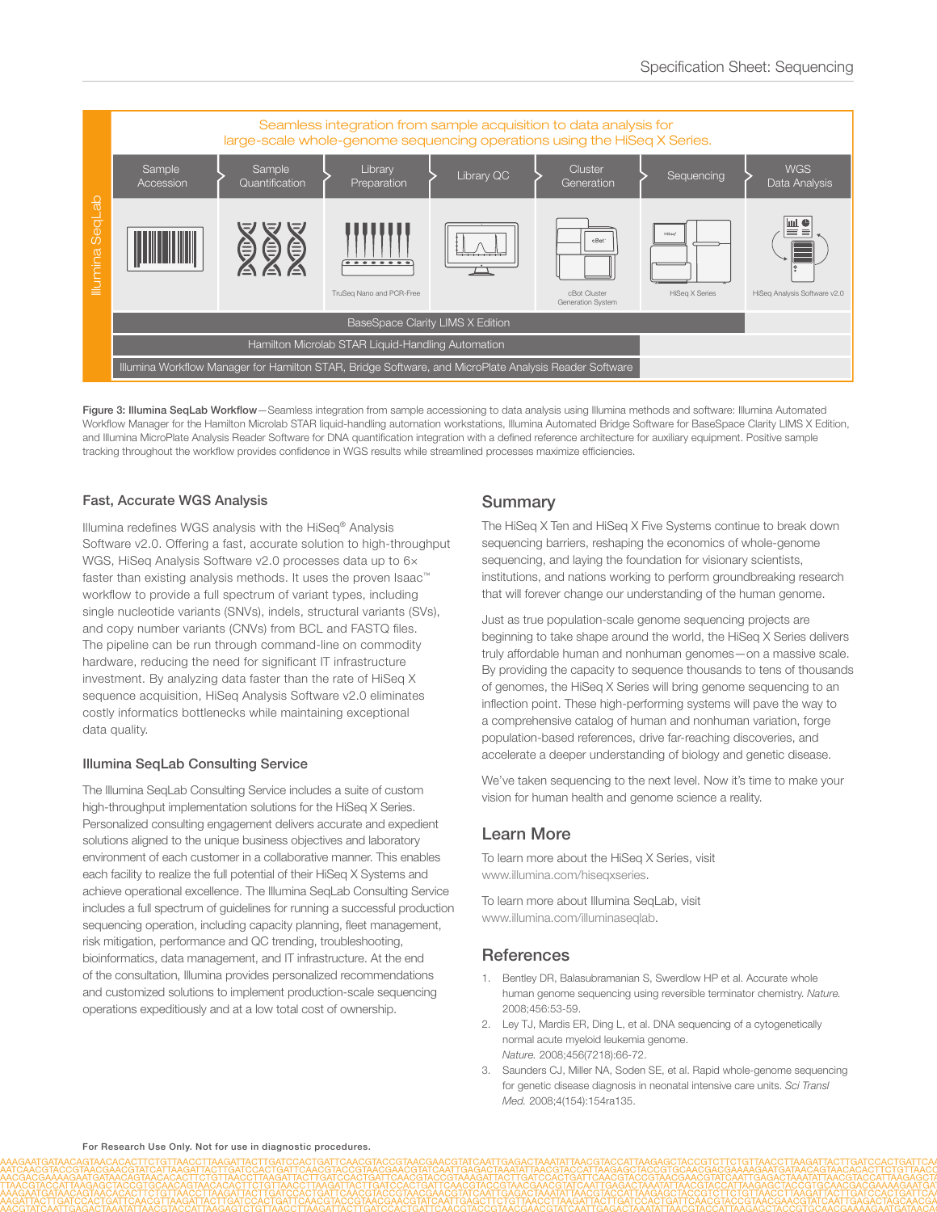Seamless integration from sample acquisition to data analysis for large-scale whole-genome sequencing operations using the HiSeq X Series.

Illumina SeqLab

| Sample Accession | Sample Quantification | Library Preparation | Library QC | Cluster Generation | Sequencing | WGS Data Analysis |
|---|---|---|---|---|---|---|
| | | TruSeq Nano and PCR-Free | | cBot Cluster Generation System | HiSeq X Series | HiSeq Analysis Software v2.0 |

BaseSpace Clarity LIMS X Edition

Hamilton Microlab STAR Liquid-Handling Automation

Illumina Workflow Manager for Hamilton STAR, Bridge Software, and MicroPlate Analysis Reader Software

**Figure 3: Illumina SeqLab Workflow**—Seamless integration from sample accessioning to data analysis using Illumina methods and software: Illumina Automated Workflow Manager for the Hamilton Microlab STAR liquid-handling automation workstations, Illumina Automated Bridge Software for BaseSpace Clarity LIMS X Edition, and Illumina MicroPlate Analysis Reader Software for DNA quantification integration with a defined reference architecture for auxiliary equipment. Positive sample tracking throughout the workflow provides confidence in WGS results while streamlined processes maximize efficiencies.

### Fast, Accurate WGS Analysis

Illumina redefines WGS analysis with the HiSeq® Analysis Software v2.0. Offering a fast, accurate solution to high-throughput WGS, HiSeq Analysis Software v2.0 processes data up to 6× faster than existing analysis methods. It uses the proven Isaac™ workflow to provide a full spectrum of variant types, including single nucleotide variants (SNVs), indels, structural variants (SVs), and copy number variants (CNVs) from BCL and FASTQ files. The pipeline can be run through command-line on commodity hardware, reducing the need for significant IT infrastructure investment. By analyzing data faster than the rate of HiSeq X sequence acquisition, HiSeq Analysis Software v2.0 eliminates costly informatics bottlenecks while maintaining exceptional data quality.

### Illumina SeqLab Consulting Service

The Illumina SeqLab Consulting Service includes a suite of custom high-throughput implementation solutions for the HiSeq X Series. Personalized consulting engagement delivers accurate and expedient solutions aligned to the unique business objectives and laboratory environment of each customer in a collaborative manner. This enables each facility to realize the full potential of their HiSeq X Systems and achieve operational excellence. The Illumina SeqLab Consulting Service includes a full spectrum of guidelines for running a successful production sequencing operation, including capacity planning, fleet management, risk mitigation, performance and QC trending, troubleshooting, bioinformatics, data management, and IT infrastructure. At the end of the consultation, Illumina provides personalized recommendations and customized solutions to implement production-scale sequencing operations expeditiously and at a low total cost of ownership.

## Summary

The HiSeq X Ten and HiSeq X Five Systems continue to break down sequencing barriers, reshaping the economics of whole-genome sequencing, and laying the foundation for visionary scientists, institutions, and nations working to perform groundbreaking research that will forever change our understanding of the human genome.

Just as true population-scale genome sequencing projects are beginning to take shape around the world, the HiSeq X Series delivers truly affordable human and nonhuman genomes—on a massive scale. By providing the capacity to sequence thousands to tens of thousands of genomes, the HiSeq X Series will bring genome sequencing to an inflection point. These high-performing systems will pave the way to a comprehensive catalog of human and nonhuman variation, forge population-based references, drive far-reaching discoveries, and accelerate a deeper understanding of biology and genetic disease.

We've taken sequencing to the next level. Now it's time to make your vision for human health and genome science a reality.

## Learn More

To learn more about the HiSeq X Series, visit www.illumina.com/hiseqxseries.

To learn more about Illumina SeqLab, visit www.illumina.com/illuminaseqlab.

## References

1. Bentley DR, Balasubramanian S, Swerdlow HP et al. Accurate whole human genome sequencing using reversible terminator chemistry. *Nature.* 2008;456:53-59.
2. Ley TJ, Mardis ER, Ding L, et al. DNA sequencing of a cytogenetically normal acute myeloid leukemia genome. *Nature.* 2008;456(7218):66-72.
3. Saunders CJ, Miller NA, Soden SE, et al. Rapid whole-genome sequencing for genetic disease diagnosis in neonatal intensive care units. *Sci Transl Med.* 2008;4(154):154ra135.

**For Research Use Only. Not for use in diagnostic procedures.**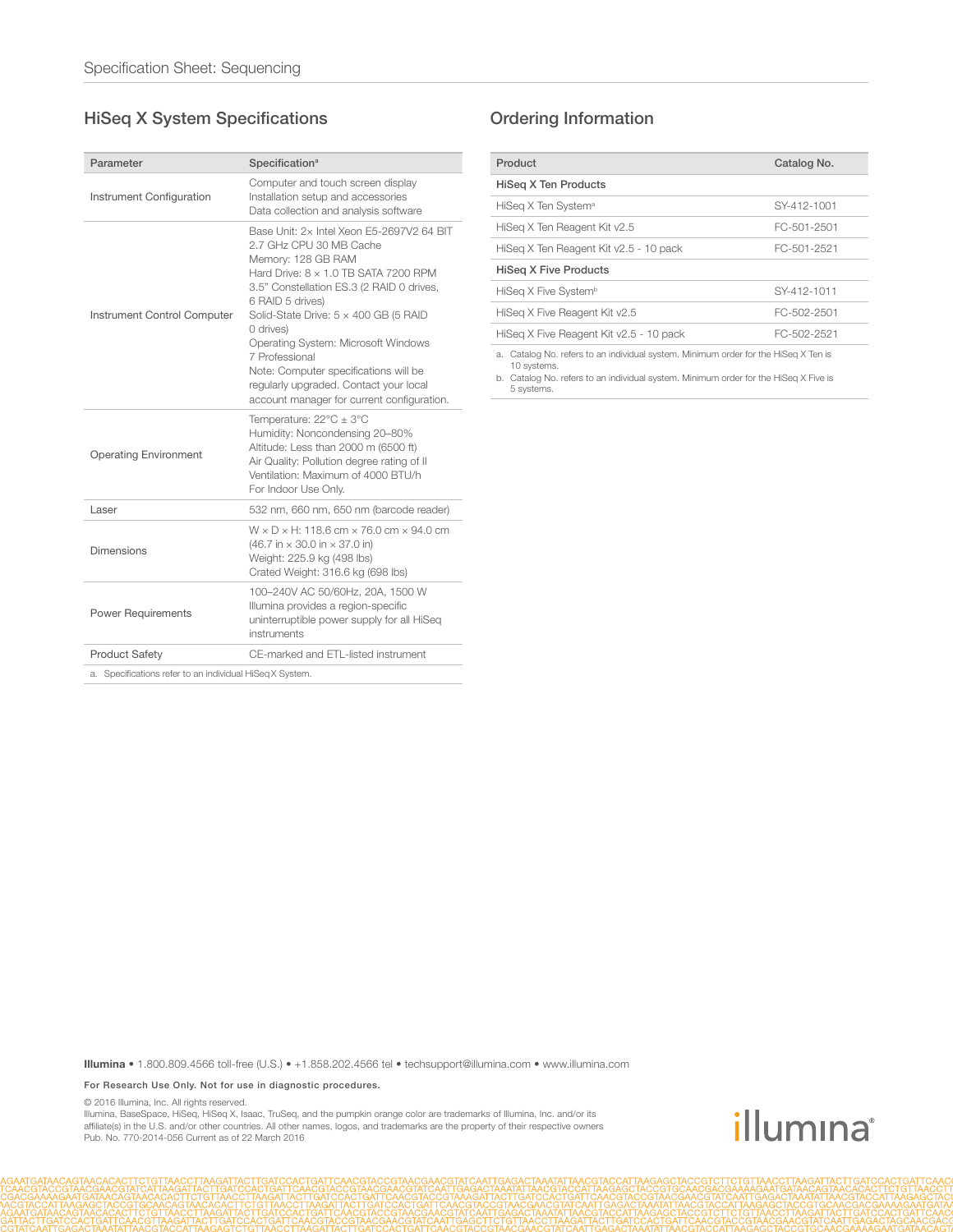## HiSeq X System Specifications

| Parameter | Specification[a] |
|---|---|
| Instrument Configuration | Computer and touch screen display<br>Installation setup and accessories<br>Data collection and analysis software |
| Instrument Control Computer | Base Unit: 2× Intel Xeon E5-2697V2 64 BIT 2.7 GHz CPU 30 MB Cache<br>Memory: 128 GB RAM<br>Hard Drive: 8 × 1.0 TB SATA 7200 RPM 3.5" Constellation ES.3 (2 RAID 0 drives, 6 RAID 5 drives)<br>Solid-State Drive: 5 × 400 GB (5 RAID 0 drives)<br>Operating System: Microsoft Windows 7 Professional<br>Note: Computer specifications will be regularly upgraded. Contact your local account manager for current configuration. |
| Operating Environment | Temperature: 22°C ± 3°C<br>Humidity: Noncondensing 20–80%<br>Altitude: Less than 2000 m (6500 ft)<br>Air Quality: Pollution degree rating of II<br>Ventilation: Maximum of 4000 BTU/h<br>For Indoor Use Only. |
| Laser | 532 nm, 660 nm, 650 nm (barcode reader) |
| Dimensions | W × D × H: 118.6 cm × 76.0 cm × 94.0 cm (46.7 in × 30.0 in × 37.0 in)<br>Weight: 225.9 kg (498 lbs)<br>Crated Weight: 316.6 kg (698 lbs) |
| Power Requirements | 100–240V AC 50/60Hz, 20A, 1500 W<br>Illumina provides a region-specific uninterruptible power supply for all HiSeq instruments |
| Product Safety | CE-marked and ETL-listed instrument |

a. Specifications refer to an individual HiSeq X System.

## Ordering Information

| Product | Catalog No. |
|---|---|
| **HiSeq X Ten Products** | |
| HiSeq X Ten System[a] | SY-412-1001 |
| HiSeq X Ten Reagent Kit v2.5 | FC-501-2501 |
| HiSeq X Ten Reagent Kit v2.5 - 10 pack | FC-501-2521 |
| **HiSeq X Five Products** | |
| HiSeq X Five System[b] | SY-412-1011 |
| HiSeq X Five Reagent Kit v2.5 | FC-502-2501 |
| HiSeq X Five Reagent Kit v2.5 - 10 pack | FC-502-2521 |

a. Catalog No. refers to an individual system. Minimum order for the HiSeq X Ten is 10 systems.
b. Catalog No. refers to an individual system. Minimum order for the HiSeq X Five is 5 systems.

**Illumina** • 1.800.809.4566 toll-free (U.S.) • +1.858.202.4566 tel • techsupport@illumina.com • www.illumina.com

**For Research Use Only. Not for use in diagnostic procedures.**

© 2016 Illumina, Inc. All rights reserved.
Illumina, BaseSpace, HiSeq, HiSeq X, Isaac, TruSeq, and the pumpkin orange color are trademarks of Illumina, Inc. and/or its affiliate(s) in the U.S. and/or other countries. All other names, logos, and trademarks are the property of their respective owners
Pub. No. 770-2014-056 Current as of 22 March 2016

illumina®